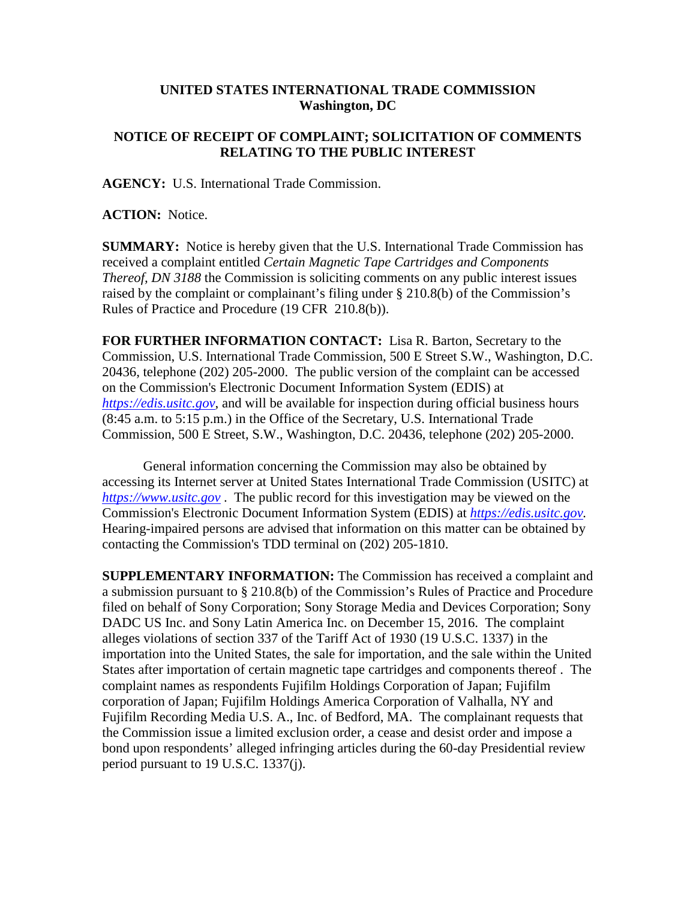**UNITED STATES INTERNATIONAL TRADE COMMISSION**
**Washington, DC**

**NOTICE OF RECEIPT OF COMPLAINT; SOLICITATION OF COMMENTS RELATING TO THE PUBLIC INTEREST**

**AGENCY:** U.S. International Trade Commission.

**ACTION:** Notice.

**SUMMARY:** Notice is hereby given that the U.S. International Trade Commission has received a complaint entitled *Certain Magnetic Tape Cartridges and Components Thereof, DN 3188* the Commission is soliciting comments on any public interest issues raised by the complaint or complainant's filing under § 210.8(b) of the Commission's Rules of Practice and Procedure (19 CFR 210.8(b)).

**FOR FURTHER INFORMATION CONTACT:** Lisa R. Barton, Secretary to the Commission, U.S. International Trade Commission, 500 E Street S.W., Washington, D.C. 20436, telephone (202) 205-2000. The public version of the complaint can be accessed on the Commission's Electronic Document Information System (EDIS) at *https://edis.usitc.gov*, and will be available for inspection during official business hours (8:45 a.m. to 5:15 p.m.) in the Office of the Secretary, U.S. International Trade Commission, 500 E Street, S.W., Washington, D.C. 20436, telephone (202) 205-2000.

General information concerning the Commission may also be obtained by accessing its Internet server at United States International Trade Commission (USITC) at *https://www.usitc.gov* . The public record for this investigation may be viewed on the Commission's Electronic Document Information System (EDIS) at *https://edis.usitc.gov.* Hearing-impaired persons are advised that information on this matter can be obtained by contacting the Commission's TDD terminal on (202) 205-1810.

**SUPPLEMENTARY INFORMATION:** The Commission has received a complaint and a submission pursuant to § 210.8(b) of the Commission's Rules of Practice and Procedure filed on behalf of Sony Corporation; Sony Storage Media and Devices Corporation; Sony DADC US Inc. and Sony Latin America Inc. on December 15, 2016. The complaint alleges violations of section 337 of the Tariff Act of 1930 (19 U.S.C. 1337) in the importation into the United States, the sale for importation, and the sale within the United States after importation of certain magnetic tape cartridges and components thereof . The complaint names as respondents Fujifilm Holdings Corporation of Japan; Fujifilm corporation of Japan; Fujifilm Holdings America Corporation of Valhalla, NY and Fujifilm Recording Media U.S. A., Inc. of Bedford, MA. The complainant requests that the Commission issue a limited exclusion order, a cease and desist order and impose a bond upon respondents' alleged infringing articles during the 60-day Presidential review period pursuant to 19 U.S.C. 1337(j).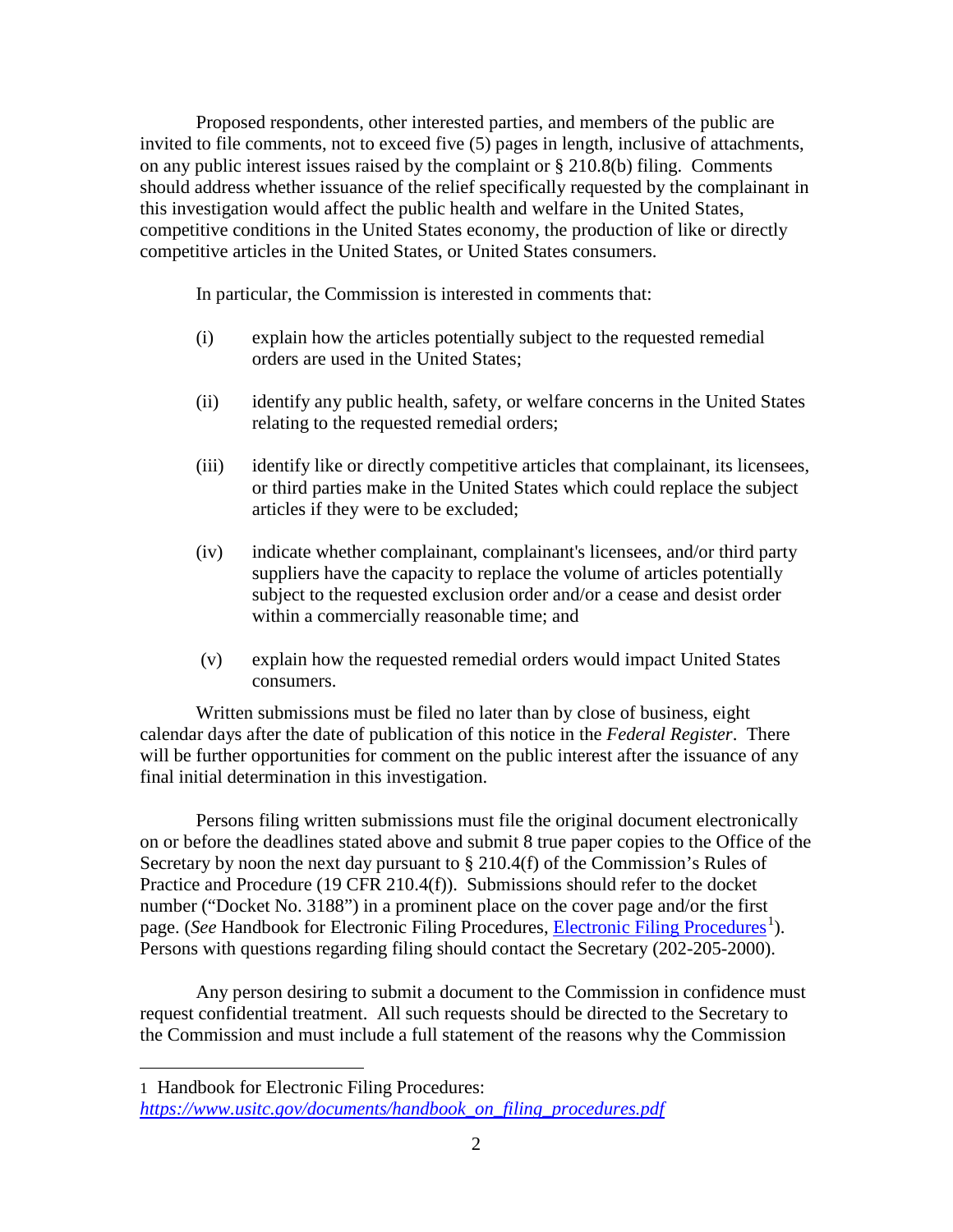Proposed respondents, other interested parties, and members of the public are invited to file comments, not to exceed five (5) pages in length, inclusive of attachments, on any public interest issues raised by the complaint or § 210.8(b) filing. Comments should address whether issuance of the relief specifically requested by the complainant in this investigation would affect the public health and welfare in the United States, competitive conditions in the United States economy, the production of like or directly competitive articles in the United States, or United States consumers.

In particular, the Commission is interested in comments that:

(i) explain how the articles potentially subject to the requested remedial orders are used in the United States;

(ii) identify any public health, safety, or welfare concerns in the United States relating to the requested remedial orders;

(iii) identify like or directly competitive articles that complainant, its licensees, or third parties make in the United States which could replace the subject articles if they were to be excluded;

(iv) indicate whether complainant, complainant's licensees, and/or third party suppliers have the capacity to replace the volume of articles potentially subject to the requested exclusion order and/or a cease and desist order within a commercially reasonable time; and

(v) explain how the requested remedial orders would impact United States consumers.

Written submissions must be filed no later than by close of business, eight calendar days after the date of publication of this notice in the *Federal Register*. There will be further opportunities for comment on the public interest after the issuance of any final initial determination in this investigation.

Persons filing written submissions must file the original document electronically on or before the deadlines stated above and submit 8 true paper copies to the Office of the Secretary by noon the next day pursuant to § 210.4(f) of the Commission's Rules of Practice and Procedure (19 CFR 210.4(f)). Submissions should refer to the docket number ("Docket No. 3188") in a prominent place on the cover page and/or the first page. (*See* Handbook for Electronic Filing Procedures, Electronic Filing Procedures[1]). Persons with questions regarding filing should contact the Secretary (202-205-2000).

Any person desiring to submit a document to the Commission in confidence must request confidential treatment. All such requests should be directed to the Secretary to the Commission and must include a full statement of the reasons why the Commission

---

1 Handbook for Electronic Filing Procedures: *https://www.usitc.gov/documents/handbook_on_filing_procedures.pdf*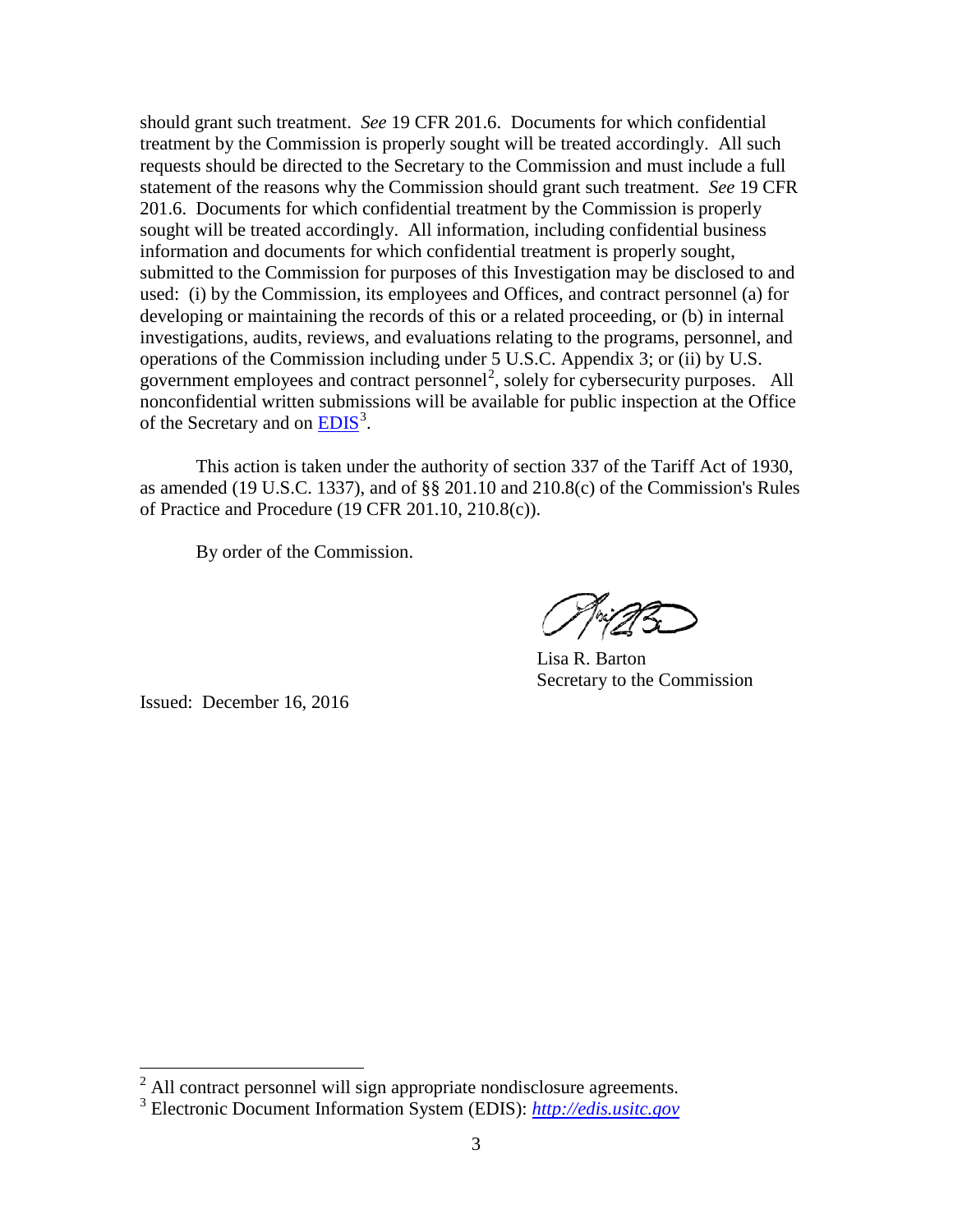should grant such treatment. *See* 19 CFR 201.6. Documents for which confidential treatment by the Commission is properly sought will be treated accordingly. All such requests should be directed to the Secretary to the Commission and must include a full statement of the reasons why the Commission should grant such treatment. *See* 19 CFR 201.6. Documents for which confidential treatment by the Commission is properly sought will be treated accordingly. All information, including confidential business information and documents for which confidential treatment is properly sought, submitted to the Commission for purposes of this Investigation may be disclosed to and used: (i) by the Commission, its employees and Offices, and contract personnel (a) for developing or maintaining the records of this or a related proceeding, or (b) in internal investigations, audits, reviews, and evaluations relating to the programs, personnel, and operations of the Commission including under 5 U.S.C. Appendix 3; or (ii) by U.S. government employees and contract personnel[2], solely for cybersecurity purposes. All nonconfidential written submissions will be available for public inspection at the Office of the Secretary and on EDIS[3].

This action is taken under the authority of section 337 of the Tariff Act of 1930, as amended (19 U.S.C. 1337), and of §§ 201.10 and 210.8(c) of the Commission's Rules of Practice and Procedure (19 CFR 201.10, 210.8(c)).

By order of the Commission.

Lisa R. Barton
Secretary to the Commission

Issued: December 16, 2016

---

[2] All contract personnel will sign appropriate nondisclosure agreements.

[3] Electronic Document Information System (EDIS): *http://edis.usitc.gov*